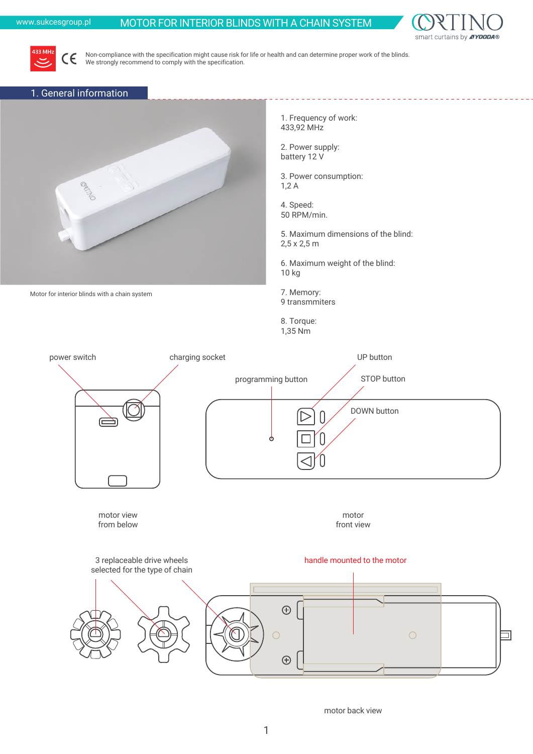www.sukcesgroup.pl

# MOTOR FOR INTERIOR BLINDS WITH A CHAIN SYSTEM

CORTINO smart curtains by YOODA®

433 MHz CE

Non-compliance with the specification might cause risk for life or health and can determine proper work of the blinds.
We strongly recommend to comply with the specification.

## 1. General information

Motor for interior blinds with a chain system

1. Frequency of work:
433,92 MHz

2. Power supply:
battery 12 V

3. Power consumption:
1,2 A

4. Speed:
50 RPM/min.

5. Maximum dimensions of the blind:
2,5 x 2,5 m

6. Maximum weight of the blind:
10 kg

7. Memory:
9 transmiters

8. Torque:
1,35 Nm

power switch

charging socket

motor view from below

programming button

UP button

STOP button

DOWN button

motor front view

3 replaceable drive wheels selected for the type of chain

handle mounted to the motor

motor back view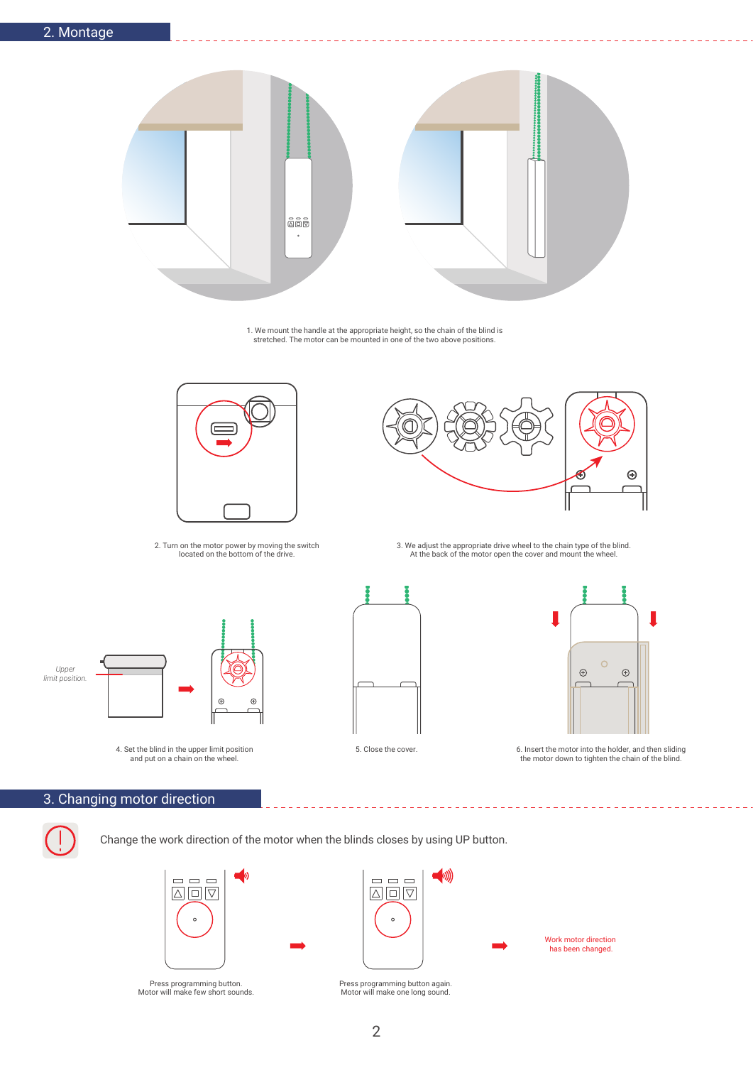## 2. Montage

1. We mount the handle at the appropriate height, so the chain of the blind is stretched. The motor can be mounted in one of the two above positions.

2. Turn on the motor power by moving the switch located on the bottom of the drive.

3. We adjust the appropriate drive wheel to the chain type of the blind. At the back of the motor open the cover and mount the wheel.

*Upper limit position.*

4. Set the blind in the upper limit position and put on a chain on the wheel.

5. Close the cover.

6. Insert the motor into the holder, and then sliding the motor down to tighten the chain of the blind.

## 3. Changing motor direction

Change the work direction of the motor when the blinds closes by using UP button.

Press programming button. Motor will make few short sounds.

Press programming button again. Motor will make one long sound.

Work motor direction has been changed.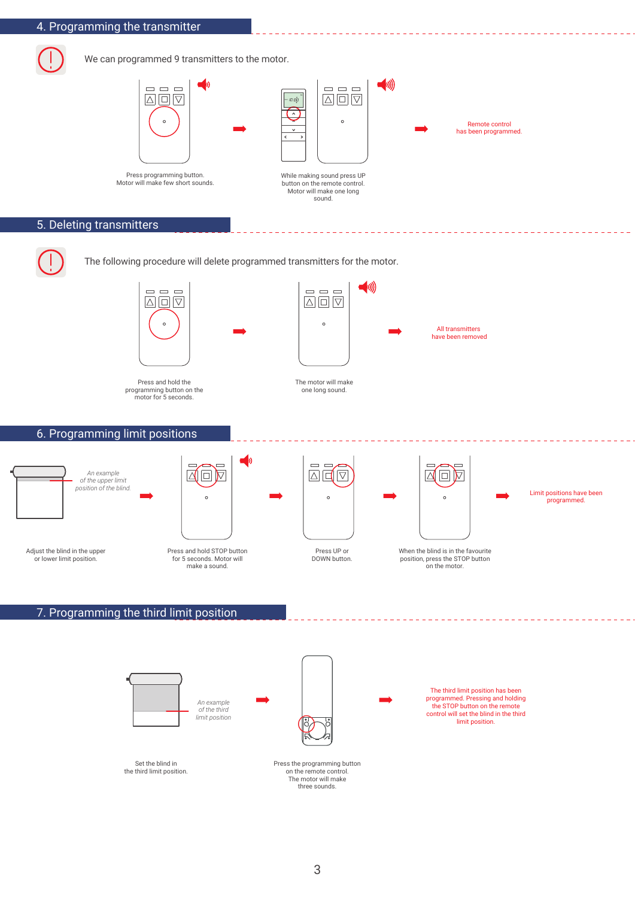## 4. Programming the transmitter

We can programmed 9 transmitters to the motor.

Press programming button. Motor will make few short sounds.

While making sound press UP button on the remote control. Motor will make one long sound.

Remote control has been programmed.

## 5. Deleting transmitters

The following procedure will delete programmed transmitters for the motor.

Press and hold the programming button on the motor for 5 seconds.

The motor will make one long sound.

All transmitters have been removed

## 6. Programming limit positions

*An example of the upper limit position of the blind.*

Adjust the blind in the upper or lower limit position.

Press and hold STOP button for 5 seconds. Motor will make a sound.

Press UP or DOWN button.

When the blind is in the favourite position, press the STOP button on the motor.

Limit positions have been programmed.

## 7. Programming the third limit position

*An example of the third limit position*

Set the blind in the third limit position.

Press the programming button on the remote control. The motor will make three sounds.

The third limit position has been programmed. Pressing and holding the STOP button on the remote control will set the blind in the third limit position.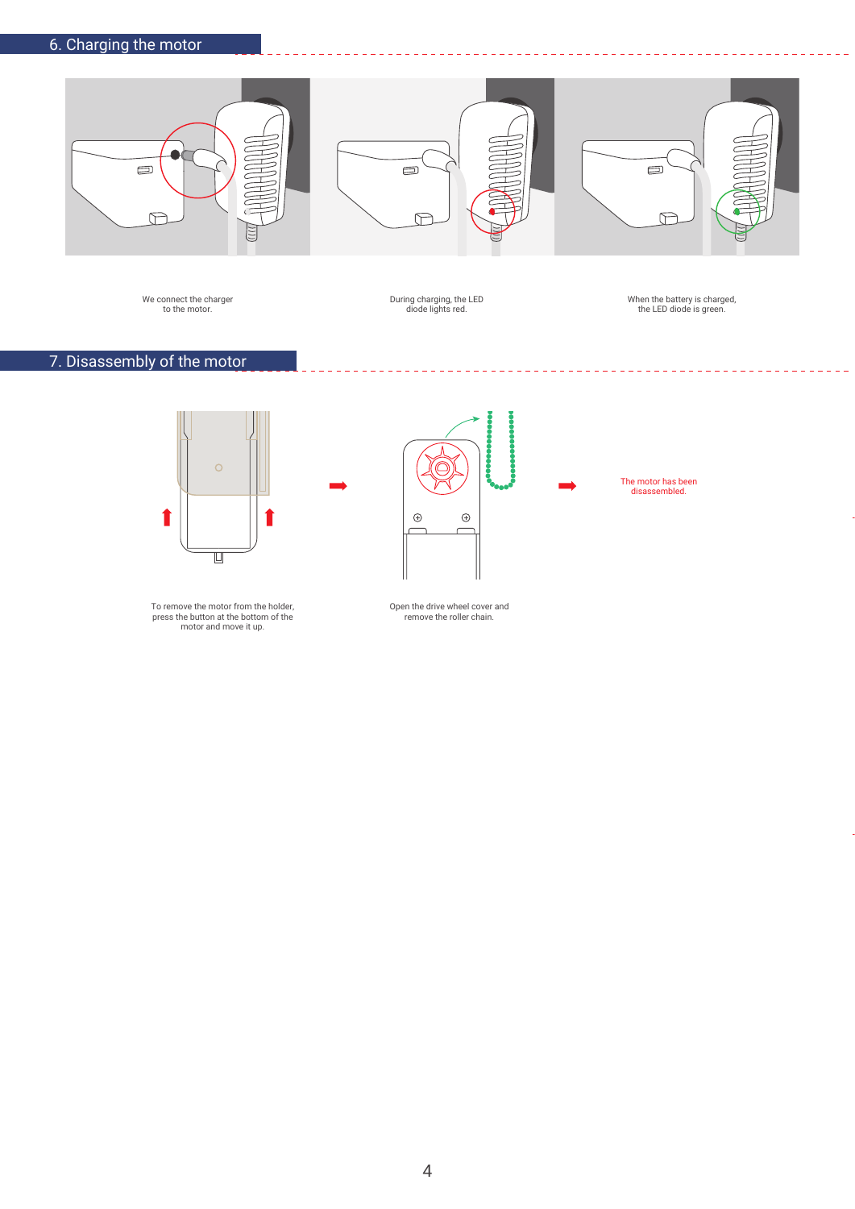## 6. Charging the motor

We connect the charger to the motor.

During charging, the LED diode lights red.

When the battery is charged, the LED diode is green.

## 7. Disassembly of the motor

To remove the motor from the holder, press the button at the bottom of the motor and move it up.

Open the drive wheel cover and remove the roller chain.

The motor has been disassembled.